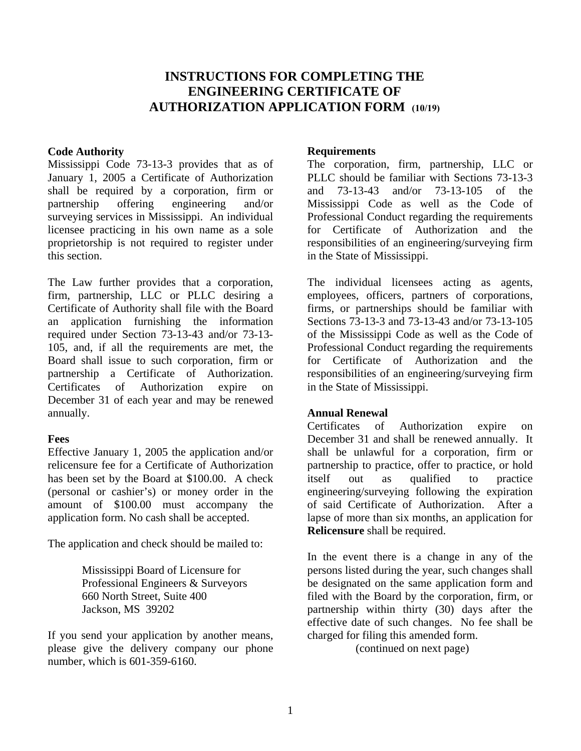# INSTRUCTIONS FOR COMPLETING THE ENGINEERING CERTIFICATE OF AUTHORIZATION APPLICATION FORM (10/19)

**Code Authority**

Mississippi Code 73-13-3 provides that as of January 1, 2005 a Certificate of Authorization shall be required by a corporation, firm or partnership offering engineering and/or surveying services in Mississippi. An individual licensee practicing in his own name as a sole proprietorship is not required to register under this section.

The Law further provides that a corporation, firm, partnership, LLC or PLLC desiring a Certificate of Authority shall file with the Board an application furnishing the information required under Section 73-13-43 and/or 73-13-105, and, if all the requirements are met, the Board shall issue to such corporation, firm or partnership a Certificate of Authorization. Certificates of Authorization expire on December 31 of each year and may be renewed annually.

**Fees**

Effective January 1, 2005 the application and/or relicensure fee for a Certificate of Authorization has been set by the Board at $100.00. A check (personal or cashier's) or money order in the amount of $100.00 must accompany the application form. No cash shall be accepted.

The application and check should be mailed to:

> Mississippi Board of Licensure for
> Professional Engineers & Surveyors
> 660 North Street, Suite 400
> Jackson, MS 39202

If you send your application by another means, please give the delivery company our phone number, which is 601-359-6160.

**Requirements**

The corporation, firm, partnership, LLC or PLLC should be familiar with Sections 73-13-3 and 73-13-43 and/or 73-13-105 of the Mississippi Code as well as the Code of Professional Conduct regarding the requirements for Certificate of Authorization and the responsibilities of an engineering/surveying firm in the State of Mississippi.

The individual licensees acting as agents, employees, officers, partners of corporations, firms, or partnerships should be familiar with Sections 73-13-3 and 73-13-43 and/or 73-13-105 of the Mississippi Code as well as the Code of Professional Conduct regarding the requirements for Certificate of Authorization and the responsibilities of an engineering/surveying firm in the State of Mississippi.

**Annual Renewal**

Certificates of Authorization expire on December 31 and shall be renewed annually. It shall be unlawful for a corporation, firm or partnership to practice, offer to practice, or hold itself out as qualified to practice engineering/surveying following the expiration of said Certificate of Authorization. After a lapse of more than six months, an application for **Relicensure** shall be required.

In the event there is a change in any of the persons listed during the year, such changes shall be designated on the same application form and filed with the Board by the corporation, firm, or partnership within thirty (30) days after the effective date of such changes. No fee shall be charged for filing this amended form.

(continued on next page)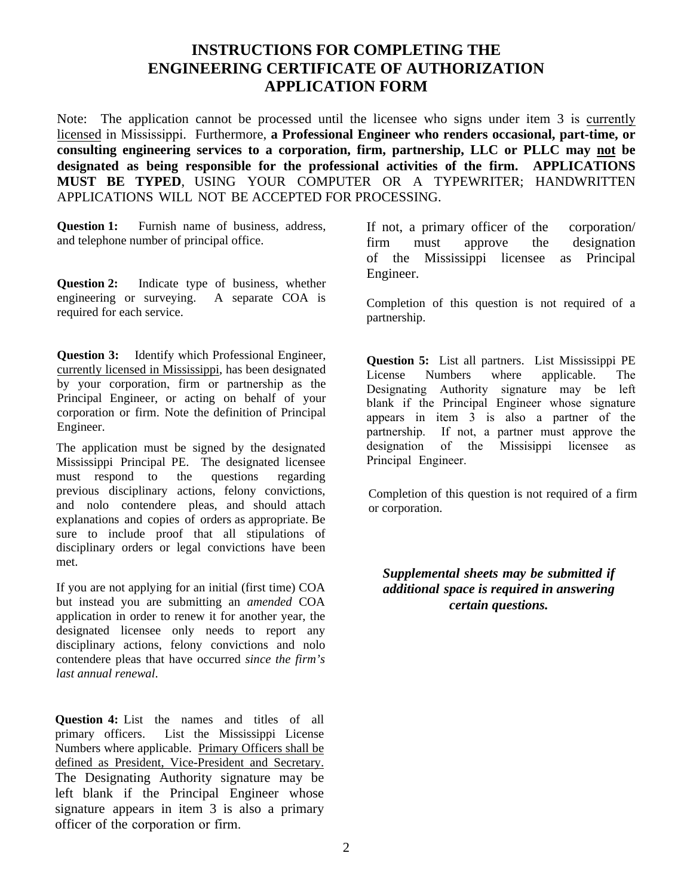# INSTRUCTIONS FOR COMPLETING THE ENGINEERING CERTIFICATE OF AUTHORIZATION APPLICATION FORM

Note: The application cannot be processed until the licensee who signs under item 3 is <u>currently licensed</u> in Mississippi. Furthermore, **a Professional Engineer who renders occasional, part-time, or consulting engineering services to a corporation, firm, partnership, LLC or PLLC may <u>not</u> be designated as being responsible for the professional activities of the firm. APPLICATIONS MUST BE TYPED**, USING YOUR COMPUTER OR A TYPEWRITER; HANDWRITTEN APPLICATIONS WILL NOT BE ACCEPTED FOR PROCESSING.

**Question 1:** Furnish name of business, address, and telephone number of principal office.

**Question 2:** Indicate type of business, whether engineering or surveying. A separate COA is required for each service.

**Question 3:** Identify which Professional Engineer, <u>currently licensed in Mississippi</u>, has been designated by your corporation, firm or partnership as the Principal Engineer, or acting on behalf of your corporation or firm. Note the definition of Principal Engineer.

The application must be signed by the designated Mississippi Principal PE. The designated licensee must respond to the questions regarding previous disciplinary actions, felony convictions, and nolo contendere pleas, and should attach explanations and copies of orders as appropriate. Be sure to include proof that all stipulations of disciplinary orders or legal convictions have been met.

If you are not applying for an initial (first time) COA but instead you are submitting an *amended* COA application in order to renew it for another year, the designated licensee only needs to report any disciplinary actions, felony convictions and nolo contendere pleas that have occurred *since the firm's last annual renewal*.

**Question 4:** List the names and titles of all primary officers. List the Mississippi License Numbers where applicable. <u>Primary Officers shall be defined as President, Vice-President and Secretary.</u> The Designating Authority signature may be left blank if the Principal Engineer whose signature appears in item 3 is also a primary officer of the corporation or firm. If not, a primary officer of the corporation/ firm must approve the designation of the Mississippi licensee as Principal Engineer.

Completion of this question is not required of a partnership.

**Question 5:** List all partners. List Mississippi PE License Numbers where applicable. The Designating Authority signature may be left blank if the Principal Engineer whose signature appears in item 3 is also a partner of the partnership. If not, a partner must approve the designation of the Missisippi licensee as Principal Engineer.

Completion of this question is not required of a firm or corporation.

***Supplemental sheets may be submitted if additional space is required in answering certain questions.***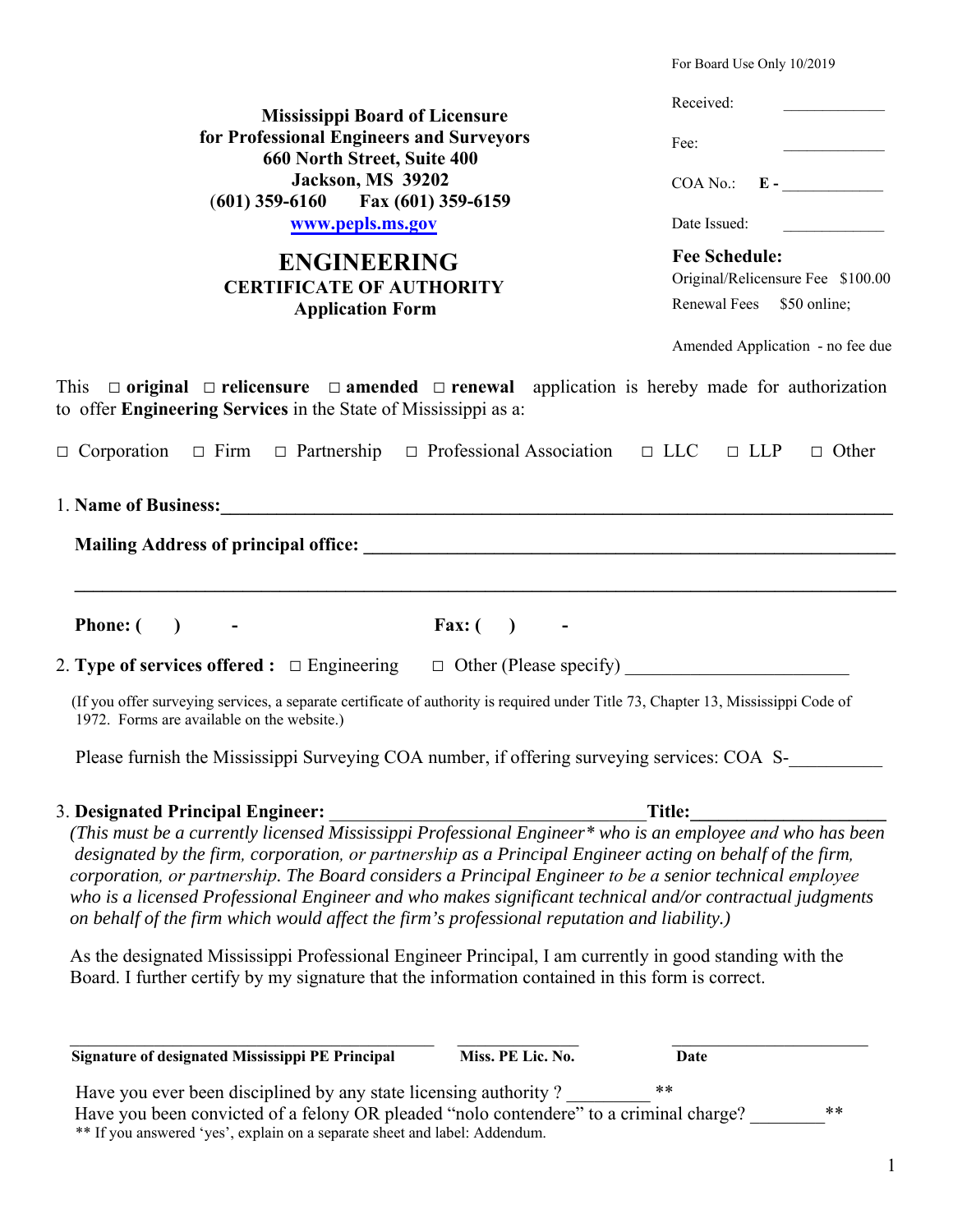For Board Use Only 10/2019

Received: _____________

Fee: _____________

COA No.: **E -** _____________

Date Issued: _____________

**Fee Schedule:**

Original/Relicensure Fee $100.00

Renewal Fees $50 online;

Amended Application - no fee due

**Mississippi Board of Licensure**
**for Professional Engineers and Surveyors**
**660 North Street, Suite 400**
**Jackson, MS 39202**
**(601) 359-6160 Fax (601) 359-6159**
**www.pepls.ms.gov**

# ENGINEERING

## CERTIFICATE OF AUTHORITY

### Application Form

This □ **original** □ **relicensure** □ **amended** □ **renewal** application is hereby made for authorization to offer **Engineering Services** in the State of Mississippi as a:

□ Corporation □ Firm □ Partnership □ Professional Association □ LLC □ LLP □ Other

1. **Name of Business:**_______________________________________________________________

   **Mailing Address of principal office:** ______________________________________________

   _____________________________________________________________________________

   **Phone: (  ) -** **Fax: (  ) -**

2. **Type of services offered :** □ Engineering □ Other (Please specify) ______________________

   (If you offer surveying services, a separate certificate of authority is required under Title 73, Chapter 13, Mississippi Code of 1972. Forms are available on the website.)

   Please furnish the Mississippi Surveying COA number, if offering surveying services: COA S-__________

3. **Designated Principal Engineer:** _________________________________**Title:**____________________

   *(This must be a currently licensed Mississippi Professional Engineer* who is an employee and who has been designated by the firm, corporation, or partnership as a Principal Engineer acting on behalf of the firm, corporation, or partnership. The Board considers a Principal Engineer to be a senior technical employee who is a licensed Professional Engineer and who makes significant technical and/or contractual judgments on behalf of the firm which would affect the firm's professional reputation and liability.)*

   As the designated Mississippi Professional Engineer Principal, I am currently in good standing with the Board. I further certify by my signature that the information contained in this form is correct.

   ________________________________________ ______________ ______________________
   **Signature of designated Mississippi PE Principal** **Miss. PE Lic. No.** **Date**

   Have you ever been disciplined by any state licensing authority ? _________ **

   Have you been convicted of a felony OR pleaded "nolo contendere" to a criminal charge? ________**

   ** If you answered 'yes', explain on a separate sheet and label: Addendum.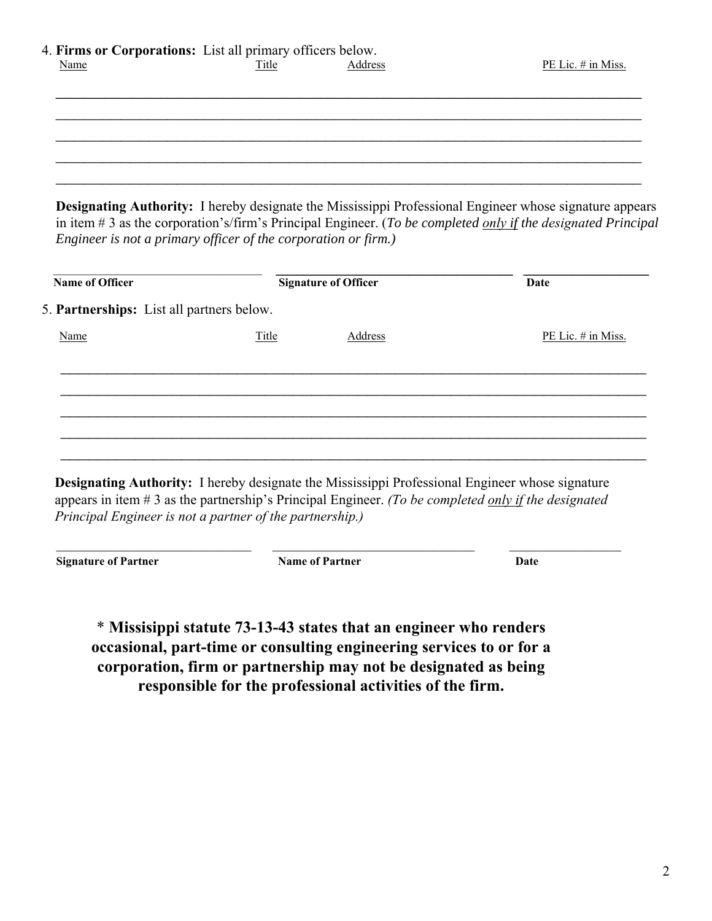4. **Firms or Corporations:** List all primary officers below.

| Name | Title | Address | PE Lic. # in Miss. |
|---|---|---|---|
| | | | |
| | | | |
| | | | |
| | | | |
| | | | |

**Designating Authority:** I hereby designate the Mississippi Professional Engineer whose signature appears in item # 3 as the corporation's/firm's Principal Engineer. (*To be completed only if the designated Principal Engineer is not a primary officer of the corporation or firm.)*

______________________________ ______________________________ ______________

**Name of Officer** **Signature of Officer** **Date**

5. **Partnerships:** List all partners below.

| Name | Title | Address | PE Lic. # in Miss. |
|---|---|---|---|
| | | | |
| | | | |
| | | | |
| | | | |
| | | | |

**Designating Authority:** I hereby designate the Mississippi Professional Engineer whose signature appears in item # 3 as the partnership's Principal Engineer. *(To be completed only if the designated Principal Engineer is not a partner of the partnership.)*

______________________________ ______________________________ ______________

**Signature of Partner** **Name of Partner** **Date**

**\* Missisippi statute 73-13-43 states that an engineer who renders occasional, part-time or consulting engineering services to or for a corporation, firm or partnership may not be designated as being responsible for the professional activities of the firm.**